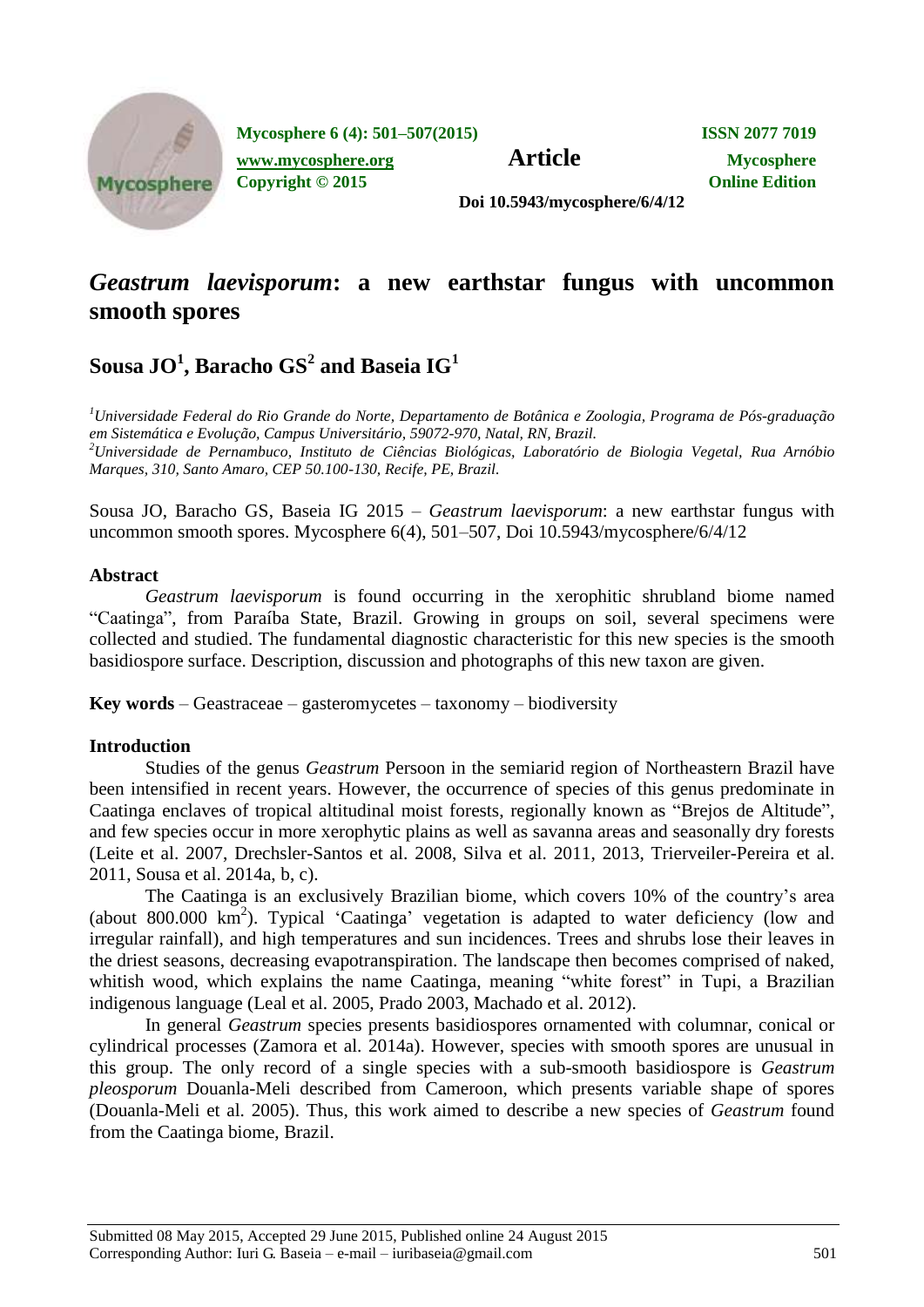# *Geastrum laevisporum*: a new earthstar fungus with uncommon smooth spores

## Sousa JO[1], Baracho GS[2] and Baseia IG[1]

[1]*Universidade Federal do Rio Grande do Norte, Departamento de Botânica e Zoologia, Programa de Pós-graduação em Sistemática e Evolução, Campus Universitário, 59072-970, Natal, RN, Brazil.*
[2]*Universidade de Pernambuco, Instituto de Ciências Biológicas, Laboratório de Biologia Vegetal, Rua Arnóbio Marques, 310, Santo Amaro, CEP 50.100-130, Recife, PE, Brazil.*

Sousa JO, Baracho GS, Baseia IG 2015 – *Geastrum laevisporum*: a new earthstar fungus with uncommon smooth spores. Mycosphere 6(4), 501–507, Doi 10.5943/mycosphere/6/4/12

### Abstract

*Geastrum laevisporum* is found occurring in the xerophitic shrubland biome named "Caatinga", from Paraíba State, Brazil. Growing in groups on soil, several specimens were collected and studied. The fundamental diagnostic characteristic for this new species is the smooth basidiospore surface. Description, discussion and photographs of this new taxon are given.

**Key words** – Geastraceae – gasteromycetes – taxonomy – biodiversity

### Introduction

Studies of the genus *Geastrum* Persoon in the semiarid region of Northeastern Brazil have been intensified in recent years. However, the occurrence of species of this genus predominate in Caatinga enclaves of tropical altitudinal moist forests, regionally known as "Brejos de Altitude", and few species occur in more xerophytic plains as well as savanna areas and seasonally dry forests (Leite et al. 2007, Drechsler-Santos et al. 2008, Silva et al. 2011, 2013, Trierveiler-Pereira et al. 2011, Sousa et al. 2014a, b, c).

The Caatinga is an exclusively Brazilian biome, which covers 10% of the country's area (about 800.000 km$^2$). Typical 'Caatinga' vegetation is adapted to water deficiency (low and irregular rainfall), and high temperatures and sun incidences. Trees and shrubs lose their leaves in the driest seasons, decreasing evapotranspiration. The landscape then becomes comprised of naked, whitish wood, which explains the name Caatinga, meaning "white forest" in Tupi, a Brazilian indigenous language (Leal et al. 2005, Prado 2003, Machado et al. 2012).

In general *Geastrum* species presents basidiospores ornamented with columnar, conical or cylindrical processes (Zamora et al. 2014a). However, species with smooth spores are unusual in this group. The only record of a single species with a sub-smooth basidiospore is *Geastrum pleosporum* Douanla-Meli described from Cameroon, which presents variable shape of spores (Douanla-Meli et al. 2005). Thus, this work aimed to describe a new species of *Geastrum* found from the Caatinga biome, Brazil.

Submitted 08 May 2015, Accepted 29 June 2015, Published online 24 August 2015
Corresponding Author: Iuri G. Baseia – e-mail – iuribaseia@gmail.com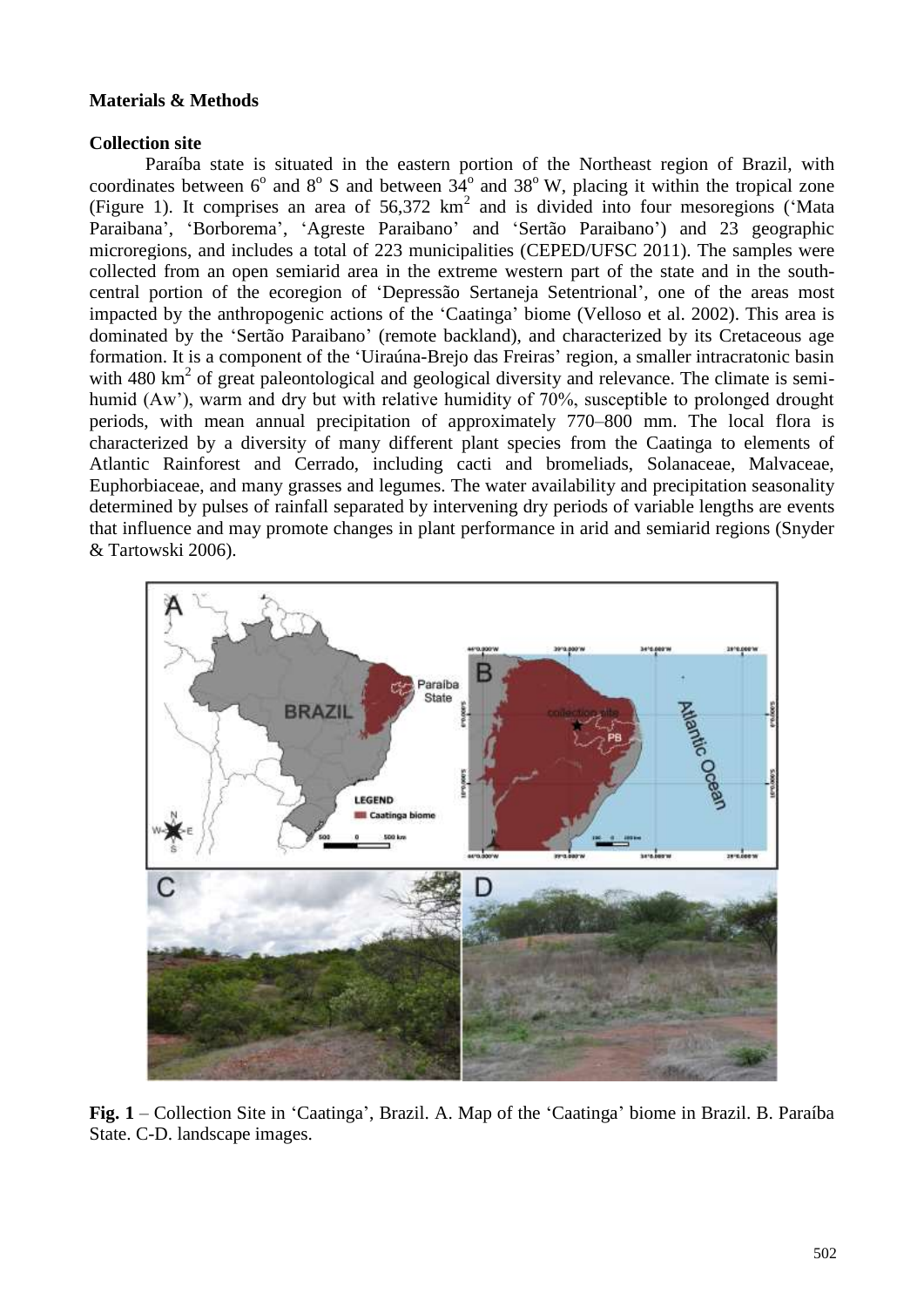**Materials & Methods**

**Collection site**

Paraíba state is situated in the eastern portion of the Northeast region of Brazil, with coordinates between 6° and 8° S and between 34° and 38° W, placing it within the tropical zone (Figure 1). It comprises an area of 56,372 $km^2$ and is divided into four mesoregions ('Mata Paraibana', 'Borborema', 'Agreste Paraibano' and 'Sertão Paraibano') and 23 geographic microregions, and includes a total of 223 municipalities (CEPED/UFSC 2011). The samples were collected from an open semiarid area in the extreme western part of the state and in the south-central portion of the ecoregion of 'Depressão Sertaneja Setentrional', one of the areas most impacted by the anthropogenic actions of the 'Caatinga' biome (Velloso et al. 2002). This area is dominated by the 'Sertão Paraibano' (remote backland), and characterized by its Cretaceous age formation. It is a component of the 'Uiraúna-Brejo das Freiras' region, a smaller intracratonic basin with 480 $km^2$ of great paleontological and geological diversity and relevance. The climate is semi-humid (Aw'), warm and dry but with relative humidity of 70%, susceptible to prolonged drought periods, with mean annual precipitation of approximately 770–800 mm. The local flora is characterized by a diversity of many different plant species from the Caatinga to elements of Atlantic Rainforest and Cerrado, including cacti and bromeliads, Solanaceae, Malvaceae, Euphorbiaceae, and many grasses and legumes. The water availability and precipitation seasonality determined by pulses of rainfall separated by intervening dry periods of variable lengths are events that influence and may promote changes in plant performance in arid and semiarid regions (Snyder & Tartowski 2006).

**Fig. 1** – Collection Site in 'Caatinga', Brazil. A. Map of the 'Caatinga' biome in Brazil. B. Paraíba State. C-D. landscape images.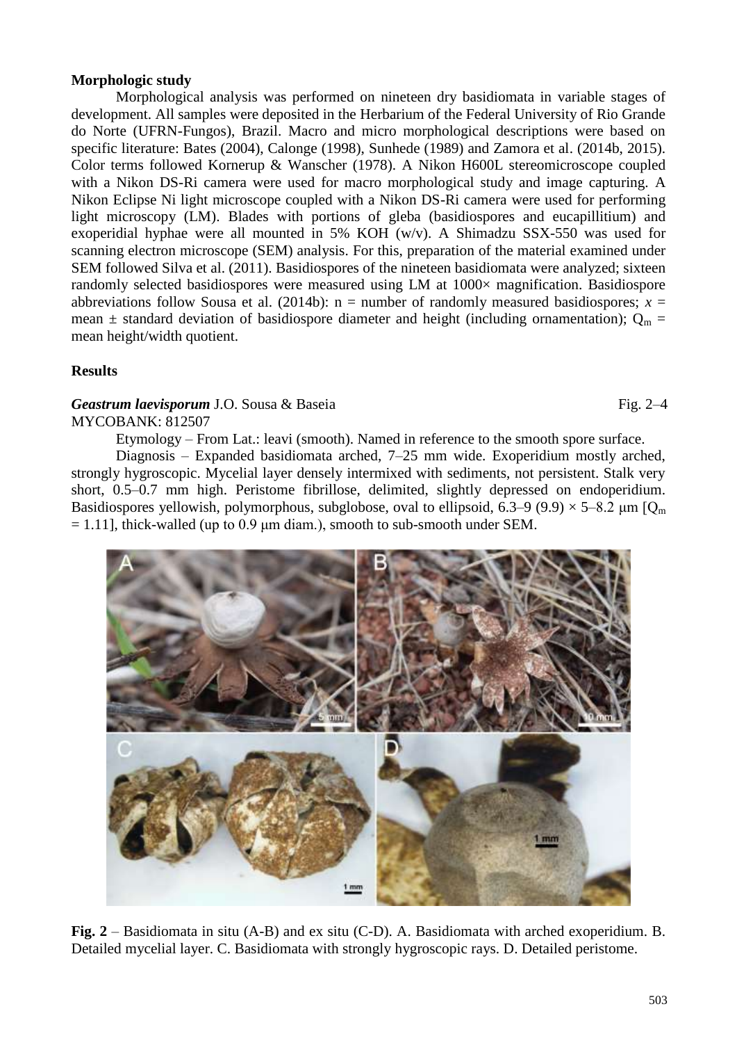**Morphologic study**

Morphological analysis was performed on nineteen dry basidiomata in variable stages of development. All samples were deposited in the Herbarium of the Federal University of Rio Grande do Norte (UFRN-Fungos), Brazil. Macro and micro morphological descriptions were based on specific literature: Bates (2004), Calonge (1998), Sunhede (1989) and Zamora et al. (2014b, 2015). Color terms followed Kornerup & Wanscher (1978). A Nikon H600L stereomicroscope coupled with a Nikon DS-Ri camera were used for macro morphological study and image capturing. A Nikon Eclipse Ni light microscope coupled with a Nikon DS-Ri camera were used for performing light microscopy (LM). Blades with portions of gleba (basidiospores and eucapillitium) and exoperidial hyphae were all mounted in 5% KOH (w/v). A Shimadzu SSX-550 was used for scanning electron microscope (SEM) analysis. For this, preparation of the material examined under SEM followed Silva et al. (2011). Basidiospores of the nineteen basidiomata were analyzed; sixteen randomly selected basidiospores were measured using LM at 1000× magnification. Basidiospore abbreviations follow Sousa et al. (2014b): n = number of randomly measured basidiospores; $x$ = mean ± standard deviation of basidiospore diameter and height (including ornamentation); $Q_m$ = mean height/width quotient.

**Results**

***Geastrum laevisporum*** J.O. Sousa & Baseia — Fig. 2–4

MYCOBANK: 812507

Etymology – From Lat.: leavi (smooth). Named in reference to the smooth spore surface.

Diagnosis – Expanded basidiomata arched, 7–25 mm wide. Exoperidium mostly arched, strongly hygroscopic. Mycelial layer densely intermixed with sediments, not persistent. Stalk very short, 0.5–0.7 mm high. Peristome fibrillose, delimited, slightly depressed on endoperidium. Basidiospores yellowish, polymorphous, subglobose, oval to ellipsoid, 6.3–9 (9.9) × 5–8.2 µm [$Q_m$ = 1.11], thick-walled (up to 0.9 µm diam.), smooth to sub-smooth under SEM.

**Fig. 2** – Basidiomata in situ (A-B) and ex situ (C-D). A. Basidiomata with arched exoperidium. B. Detailed mycelial layer. C. Basidiomata with strongly hygroscopic rays. D. Detailed peristome.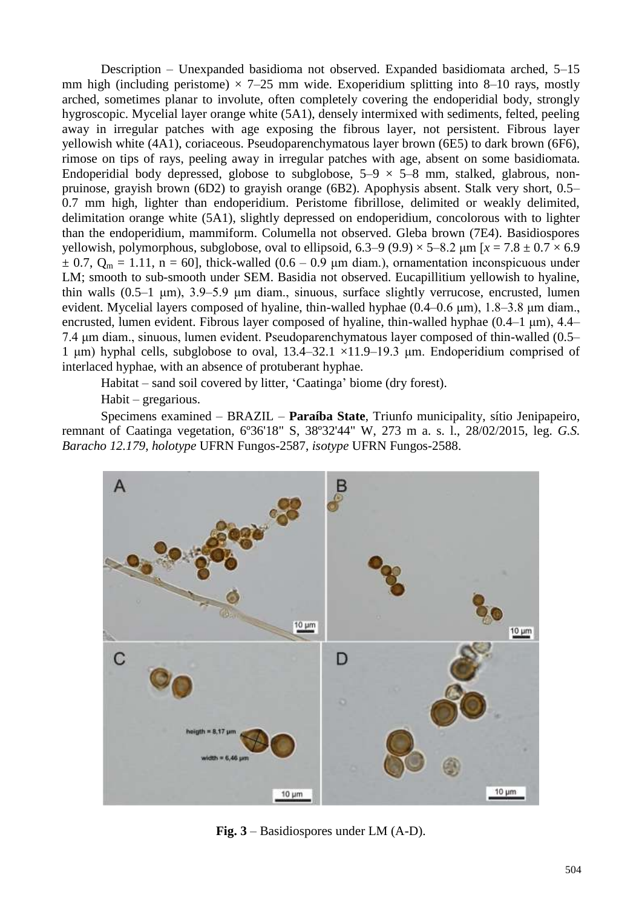Description – Unexpanded basidioma not observed. Expanded basidiomata arched, 5–15 mm high (including peristome) × 7–25 mm wide. Exoperidium splitting into 8–10 rays, mostly arched, sometimes planar to involute, often completely covering the endoperidial body, strongly hygroscopic. Mycelial layer orange white (5A1), densely intermixed with sediments, felted, peeling away in irregular patches with age exposing the fibrous layer, not persistent. Fibrous layer yellowish white (4A1), coriaceous. Pseudoparenchymatous layer brown (6E5) to dark brown (6F6), rimose on tips of rays, peeling away in irregular patches with age, absent on some basidiomata. Endoperidial body depressed, globose to subglobose, 5–9 × 5–8 mm, stalked, glabrous, non-pruinose, grayish brown (6D2) to grayish orange (6B2). Apophysis absent. Stalk very short, 0.5–0.7 mm high, lighter than endoperidium. Peristome fibrillose, delimited or weakly delimited, delimitation orange white (5A1), slightly depressed on endoperidium, concolorous with to lighter than the endoperidium, mammiform. Columella not observed. Gleba brown (7E4). Basidiospores yellowish, polymorphous, subglobose, oval to ellipsoid, 6.3–9 (9.9) × 5–8.2 μm [$x$ = 7.8 ± 0.7 × 6.9 ± 0.7, $Q_m$ = 1.11, n = 60], thick-walled (0.6 – 0.9 μm diam.), ornamentation inconspicuous under LM; smooth to sub-smooth under SEM. Basidia not observed. Eucapillitium yellowish to hyaline, thin walls (0.5–1 μm), 3.9–5.9 μm diam., sinuous, surface slightly verrucose, encrusted, lumen evident. Mycelial layers composed of hyaline, thin-walled hyphae (0.4–0.6 μm), 1.8–3.8 μm diam., encrusted, lumen evident. Fibrous layer composed of hyaline, thin-walled hyphae (0.4–1 μm), 4.4–7.4 μm diam., sinuous, lumen evident. Pseudoparenchymatous layer composed of thin-walled (0.5–1 μm) hyphal cells, subglobose to oval, 13.4–32.1 ×11.9–19.3 μm. Endoperidium comprised of interlaced hyphae, with an absence of protuberant hyphae.

Habitat – sand soil covered by litter, 'Caatinga' biome (dry forest).

Habit – gregarious.

Specimens examined – BRAZIL – **Paraíba State**, Triunfo municipality, sítio Jenipapeiro, remnant of Caatinga vegetation, 6º36'18" S, 38º32'44" W, 273 m a. s. l., 28/02/2015, leg. *G.S. Baracho 12.179*, *holotype* UFRN Fungos-2587, *isotype* UFRN Fungos-2588.

**Fig. 3** – Basidiospores under LM (A-D).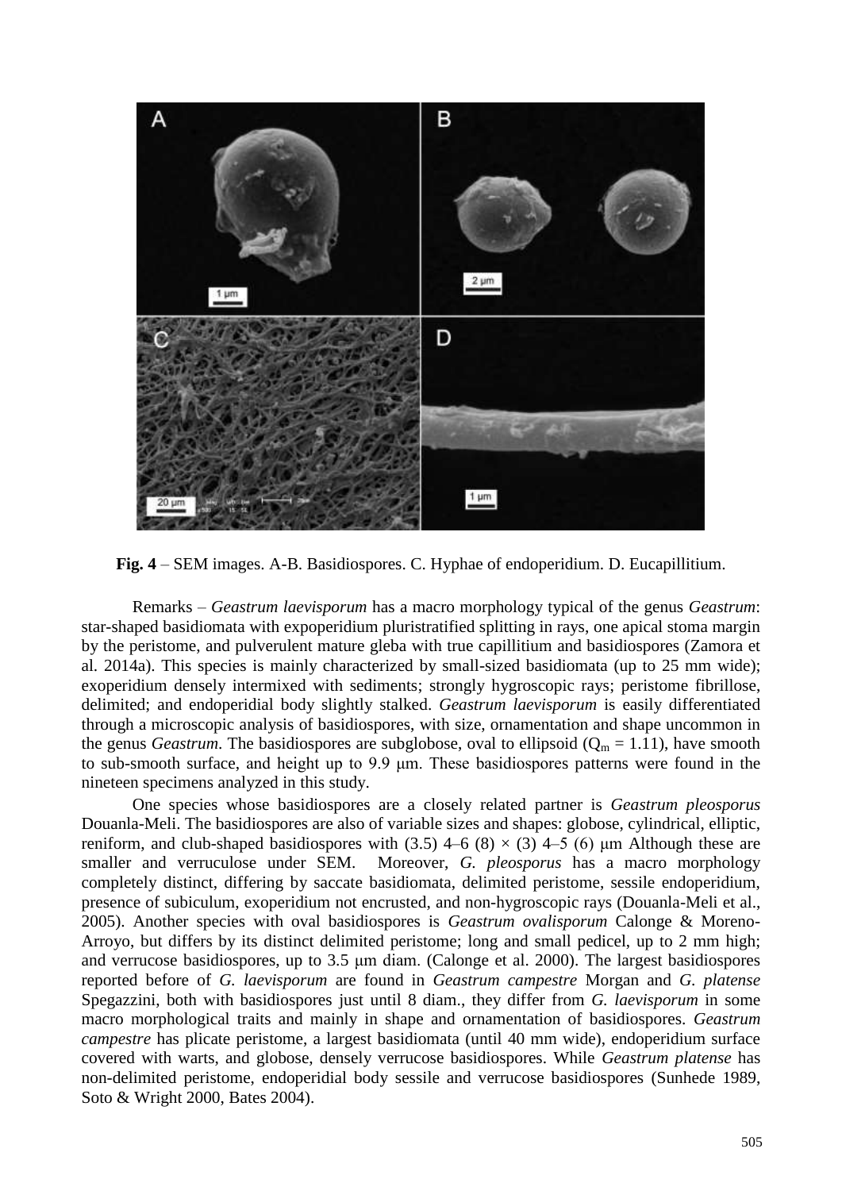**Fig. 4** – SEM images. A-B. Basidiospores. C. Hyphae of endoperidium. D. Eucapillitium.

Remarks – *Geastrum laevisporum* has a macro morphology typical of the genus *Geastrum*: star-shaped basidiomata with expoperidium pluristratified splitting in rays, one apical stoma margin by the peristome, and pulverulent mature gleba with true capillitium and basidiospores (Zamora et al. 2014a). This species is mainly characterized by small-sized basidiomata (up to 25 mm wide); exoperidium densely intermixed with sediments; strongly hygroscopic rays; peristome fibrillose, delimited; and endoperidial body slightly stalked. *Geastrum laevisporum* is easily differentiated through a microscopic analysis of basidiospores, with size, ornamentation and shape uncommon in the genus *Geastrum*. The basidiospores are subglobose, oval to ellipsoid ($Q_m = 1.11$), have smooth to sub-smooth surface, and height up to 9.9 μm. These basidiospores patterns were found in the nineteen specimens analyzed in this study.

One species whose basidiospores are a closely related partner is *Geastrum pleosporus* Douanla-Meli. The basidiospores are also of variable sizes and shapes: globose, cylindrical, elliptic, reniform, and club-shaped basidiospores with (3.5) 4–6 (8) × (3) 4–5 (6) μm Although these are smaller and verruculose under SEM. Moreover, *G. pleosporus* has a macro morphology completely distinct, differing by saccate basidiomata, delimited peristome, sessile endoperidium, presence of subiculum, exoperidium not encrusted, and non-hygroscopic rays (Douanla-Meli et al., 2005). Another species with oval basidiospores is *Geastrum ovalisporum* Calonge & Moreno-Arroyo, but differs by its distinct delimited peristome; long and small pedicel, up to 2 mm high; and verrucose basidiospores, up to 3.5 μm diam. (Calonge et al. 2000). The largest basidiospores reported before of *G. laevisporum* are found in *Geastrum campestre* Morgan and *G. platense* Spegazzini, both with basidiospores just until 8 diam., they differ from *G. laevisporum* in some macro morphological traits and mainly in shape and ornamentation of basidiospores. *Geastrum campestre* has plicate peristome, a largest basidiomata (until 40 mm wide), endoperidium surface covered with warts, and globose, densely verrucose basidiospores. While *Geastrum platense* has non-delimited peristome, endoperidial body sessile and verrucose basidiospores (Sunhede 1989, Soto & Wright 2000, Bates 2004).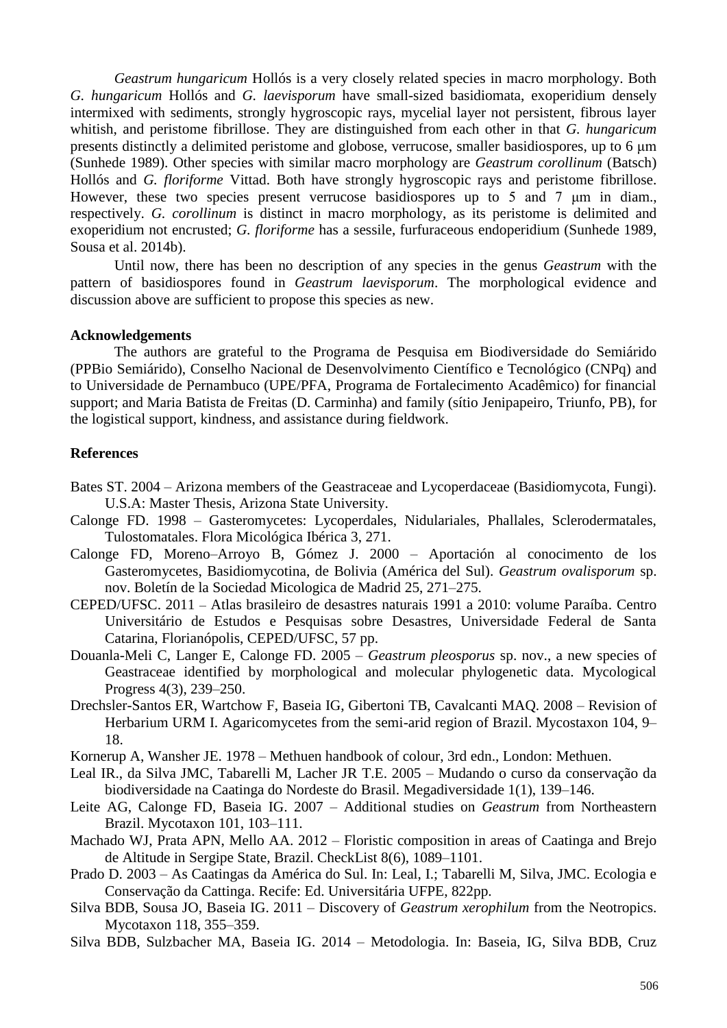*Geastrum hungaricum* Hollós is a very closely related species in macro morphology. Both *G. hungaricum* Hollós and *G. laevisporum* have small-sized basidiomata, exoperidium densely intermixed with sediments, strongly hygroscopic rays, mycelial layer not persistent, fibrous layer whitish, and peristome fibrillose. They are distinguished from each other in that *G. hungaricum* presents distinctly a delimited peristome and globose, verrucose, smaller basidiospores, up to 6 μm (Sunhede 1989). Other species with similar macro morphology are *Geastrum corollinum* (Batsch) Hollós and *G. floriforme* Vittad. Both have strongly hygroscopic rays and peristome fibrillose. However, these two species present verrucose basidiospores up to 5 and 7 μm in diam., respectively. *G. corollinum* is distinct in macro morphology, as its peristome is delimited and exoperidium not encrusted; *G. floriforme* has a sessile, furfuraceous endoperidium (Sunhede 1989, Sousa et al. 2014b).

Until now, there has been no description of any species in the genus *Geastrum* with the pattern of basidiospores found in *Geastrum laevisporum*. The morphological evidence and discussion above are sufficient to propose this species as new.

**Acknowledgements**

The authors are grateful to the Programa de Pesquisa em Biodiversidade do Semiárido (PPBio Semiárido), Conselho Nacional de Desenvolvimento Científico e Tecnológico (CNPq) and to Universidade de Pernambuco (UPE/PFA, Programa de Fortalecimento Acadêmico) for financial support; and Maria Batista de Freitas (D. Carminha) and family (sítio Jenipapeiro, Triunfo, PB), for the logistical support, kindness, and assistance during fieldwork.

**References**

Bates ST. 2004 – Arizona members of the Geastraceae and Lycoperdaceae (Basidiomycota, Fungi). U.S.A: Master Thesis, Arizona State University.

Calonge FD. 1998 – Gasteromycetes: Lycoperdales, Nidulariales, Phallales, Sclerodermatales, Tulostomatales. Flora Micológica Ibérica 3, 271.

Calonge FD, Moreno–Arroyo B, Gómez J. 2000 – Aportación al conocimento de los Gasteromycetes, Basidiomycotina, de Bolivia (América del Sul). *Geastrum ovalisporum* sp. nov. Boletín de la Sociedad Micologica de Madrid 25, 271–275.

CEPED/UFSC. 2011 – Atlas brasileiro de desastres naturais 1991 a 2010: volume Paraíba. Centro Universitário de Estudos e Pesquisas sobre Desastres, Universidade Federal de Santa Catarina, Florianópolis, CEPED/UFSC, 57 pp.

Douanla-Meli C, Langer E, Calonge FD. 2005 – *Geastrum pleosporus* sp. nov., a new species of Geastraceae identified by morphological and molecular phylogenetic data. Mycological Progress 4(3), 239–250.

Drechsler-Santos ER, Wartchow F, Baseia IG, Gibertoni TB, Cavalcanti MAQ. 2008 – Revision of Herbarium URM I. Agaricomycetes from the semi-arid region of Brazil. Mycostaxon 104, 9–18.

Kornerup A, Wansher JE. 1978 – Methuen handbook of colour, 3rd edn., London: Methuen.

Leal IR., da Silva JMC, Tabarelli M, Lacher JR T.E. 2005 – Mudando o curso da conservação da biodiversidade na Caatinga do Nordeste do Brasil. Megadiversidade 1(1), 139–146.

Leite AG, Calonge FD, Baseia IG. 2007 – Additional studies on *Geastrum* from Northeastern Brazil. Mycotaxon 101, 103–111.

Machado WJ, Prata APN, Mello AA. 2012 – Floristic composition in areas of Caatinga and Brejo de Altitude in Sergipe State, Brazil. CheckList 8(6), 1089–1101.

Prado D. 2003 – As Caatingas da América do Sul. In: Leal, I.; Tabarelli M, Silva, JMC. Ecologia e Conservação da Cattinga. Recife: Ed. Universitária UFPE, 822pp.

Silva BDB, Sousa JO, Baseia IG. 2011 – Discovery of *Geastrum xerophilum* from the Neotropics. Mycotaxon 118, 355–359.

Silva BDB, Sulzbacher MA, Baseia IG. 2014 – Metodologia. In: Baseia, IG, Silva BDB, Cruz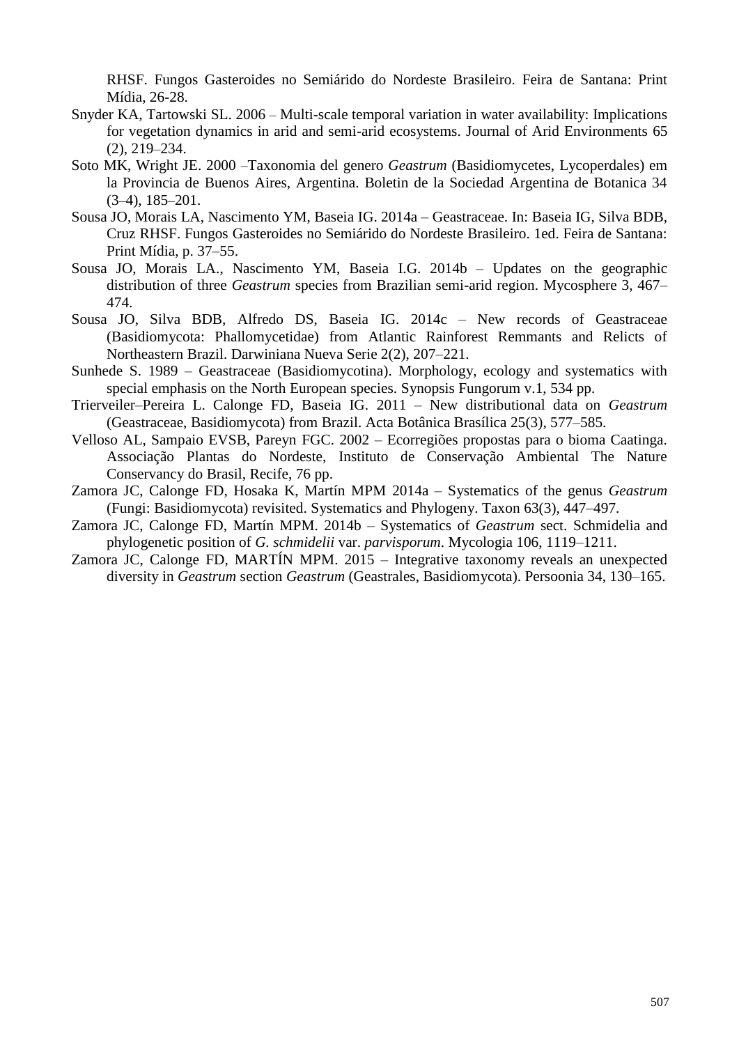RHSF. Fungos Gasteroides no Semiárido do Nordeste Brasileiro. Feira de Santana: Print Mídia, 26-28.

Snyder KA, Tartowski SL. 2006 – Multi-scale temporal variation in water availability: Implications for vegetation dynamics in arid and semi-arid ecosystems. Journal of Arid Environments 65 (2), 219–234.

Soto MK, Wright JE. 2000 –Taxonomia del genero *Geastrum* (Basidiomycetes, Lycoperdales) em la Provincia de Buenos Aires, Argentina. Boletin de la Sociedad Argentina de Botanica 34 (3–4), 185–201.

Sousa JO, Morais LA, Nascimento YM, Baseia IG. 2014a – Geastraceae. In: Baseia IG, Silva BDB, Cruz RHSF. Fungos Gasteroides no Semiárido do Nordeste Brasileiro. 1ed. Feira de Santana: Print Mídia, p. 37–55.

Sousa JO, Morais LA., Nascimento YM, Baseia I.G. 2014b – Updates on the geographic distribution of three *Geastrum* species from Brazilian semi-arid region. Mycosphere 3, 467–474.

Sousa JO, Silva BDB, Alfredo DS, Baseia IG. 2014c – New records of Geastraceae (Basidiomycota: Phallomycetidae) from Atlantic Rainforest Remmants and Relicts of Northeastern Brazil. Darwiniana Nueva Serie 2(2), 207–221.

Sunhede S. 1989 – Geastraceae (Basidiomycotina). Morphology, ecology and systematics with special emphasis on the North European species. Synopsis Fungorum v.1, 534 pp.

Trierveiler–Pereira L. Calonge FD, Baseia IG. 2011 – New distributional data on *Geastrum* (Geastraceae, Basidiomycota) from Brazil. Acta Botânica Brasílica 25(3), 577–585.

Velloso AL, Sampaio EVSB, Pareyn FGC. 2002 – Ecorregiões propostas para o bioma Caatinga. Associação Plantas do Nordeste, Instituto de Conservação Ambiental The Nature Conservancy do Brasil, Recife, 76 pp.

Zamora JC, Calonge FD, Hosaka K, Martín MPM 2014a – Systematics of the genus *Geastrum* (Fungi: Basidiomycota) revisited. Systematics and Phylogeny. Taxon 63(3), 447–497.

Zamora JC, Calonge FD, Martín MPM. 2014b – Systematics of *Geastrum* sect. Schmidelia and phylogenetic position of *G. schmidelii* var. *parvisporum*. Mycologia 106, 1119–1211.

Zamora JC, Calonge FD, MARTÍN MPM. 2015 – Integrative taxonomy reveals an unexpected diversity in *Geastrum* section *Geastrum* (Geastrales, Basidiomycota). Persoonia 34, 130–165.